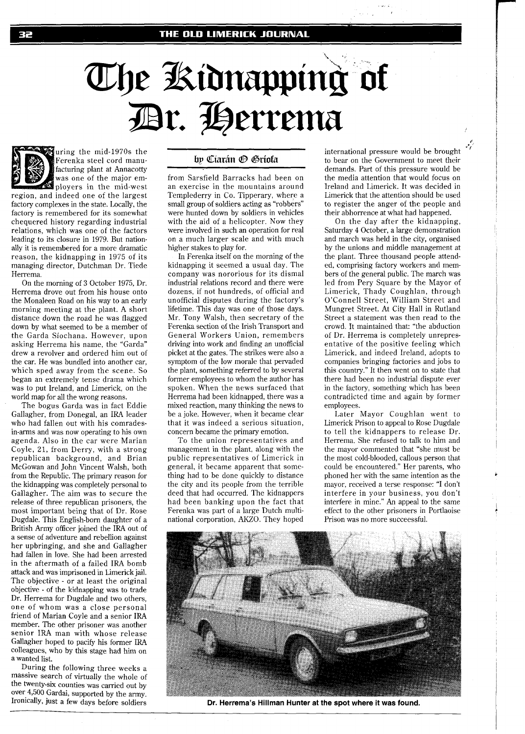# The Kidnapping of Dr. Herrema

by Ciarán Ó Gríofa

During the mid-1970s the Ferenka steel cord manufacturing plant at Annacotty was one of the major employers in the mid-west region, and indeed one of the largest factory complexes in the state. Locally, the factory is remembered for its somewhat chequered history regarding industrial relations, which was one of the factors leading to its closure in 1979. But nationally it is remembered for a more dramatic reason, the kidnapping in 1975 of its managing director, Dutchman Dr. Tiede Herrema.

On the morning of 3 October 1975, Dr. Herrema drove out from his house onto the Monaleen Road on his way to an early morning meeting at the plant. A short distance down the road he was flagged down by what seemed to be a member of the Garda Síochana. However, upon asking Herrema his name, the "Garda" drew a revolver and ordered him out of the car. He was bundled into another car, which sped away from the scene. So began an extremely tense drama which was to put Ireland, and Limerick, on the world map for all the wrong reasons.

The bogus Garda was in fact Eddie Gallagher, from Donegal, an IRA leader who had fallen out with his comrades-in-arms and was now operating to his own agenda. Also in the car were Marian Coyle, 21, from Derry, with a strong republican background, and Brian McGowan and John Vincent Walsh, both from the Republic. The primary reason for the kidnapping was completely personal to Gallagher. The aim was to secure the release of three republican prisoners, the most important being that of Dr. Rose Dugdale. This English-born daughter of a British Army officer joined the IRA out of a sense of adventure and rebellion against her upbringing, and she and Gallagher had fallen in love. She had been arrested in the aftermath of a failed IRA bomb attack and was imprisoned in Limerick jail. The objective - or at least the original objective - of the kidnapping was to trade Dr. Herrema for Dugdale and two others, one of whom was a close personal friend of Marian Coyle and a senior IRA member. The other prisoner was another senior IRA man with whose release Gallagher hoped to pacify his former IRA colleagues, who by this stage had him on a wanted list.

During the following three weeks a massive search of virtually the whole of the twenty-six counties was carried out by over 4,500 Gardai, supported by the army. Ironically, just a few days before soldiers from Sarsfield Barracks had been on an exercise in the mountains around Templederry in Co. Tipperary, where a small group of soldiers acting as "robbers" were hunted down by soldiers in vehicles with the aid of a helicopter. Now they were involved in such an operation for real on a much larger scale and with much higher stakes to play for.

In Ferenka itself on the morning of the kidnapping it seemed a usual day. The company was nororious for its dismal industrial relations record and there were dozens, if not hundreds, of official and unofficial disputes during the factory's lifetime. This day was one of those days. Mr. Tony Walsh, then secretary of the Ferenka section of the Irish Transport and General Workers Union, remembers driving into work and finding an unofficial picket at the gates. The strikes were also a symptom of the low morale that pervaded the plant, something referred to by several former employees to whom the author has spoken. When the news surfaced that Herrema had been kidnapped, there was a mixed reaction, many thinking the news to be a joke. However, when it became clear that it was indeed a serious situation, concern became the primary emotion.

To the union representatives and management in the plant, along with the public representatives of Limerick in general, it became apparent that something had to be done quickly to distance the city and its people from the terrible deed that had occurred. The kidnappers had been banking upon the fact that Ferenka was part of a large Dutch multinational corporation, AKZO. They hoped international pressure would be brought to bear on the Government to meet their demands. Part of this pressure would be the media attention that would focus on Ireland and Limerick. It was decided in Limerick that the attention should be used to register the anger of the people and their abhorrence at what had happened.

On the day after the kidnapping, Saturday 4 October, a large demonstration and march was held in the city, organised by the unions and middle management at the plant. Three thousand people attended, comprising factory workers and members of the general public. The march was led from Pery Square by the Mayor of Limerick, Thady Coughlan, through O'Connell Street, William Street and Mungret Street. At City Hall in Rutland Street a statement was then read to the crowd. It maintained that: "the abduction of Dr. Herrema is completely unrepresentative of the positive feeling which Limerick, and indeed Ireland, adopts to companies bringing factories and jobs to this country." It then went on to state that there had been no industrial dispute ever in the factory, something which has been contradicted time and again by former employees.

Later Mayor Coughlan went to Limerick Prison to appeal to Rose Dugdale to tell the kidnappers to release Dr. Herrema. She refused to talk to him and the mayor commented that "she must be the most cold-blooded, callous person that could be encountered." Her parents, who phoned her with the same intention as the mayor, received a terse response: "I don't interfere in your business, you don't interfere in mine." An appeal to the same effect to the other prisoners in Portlaoise Prison was no more succeessful.

Dr. Herrema's Hillman Hunter at the spot where it was found.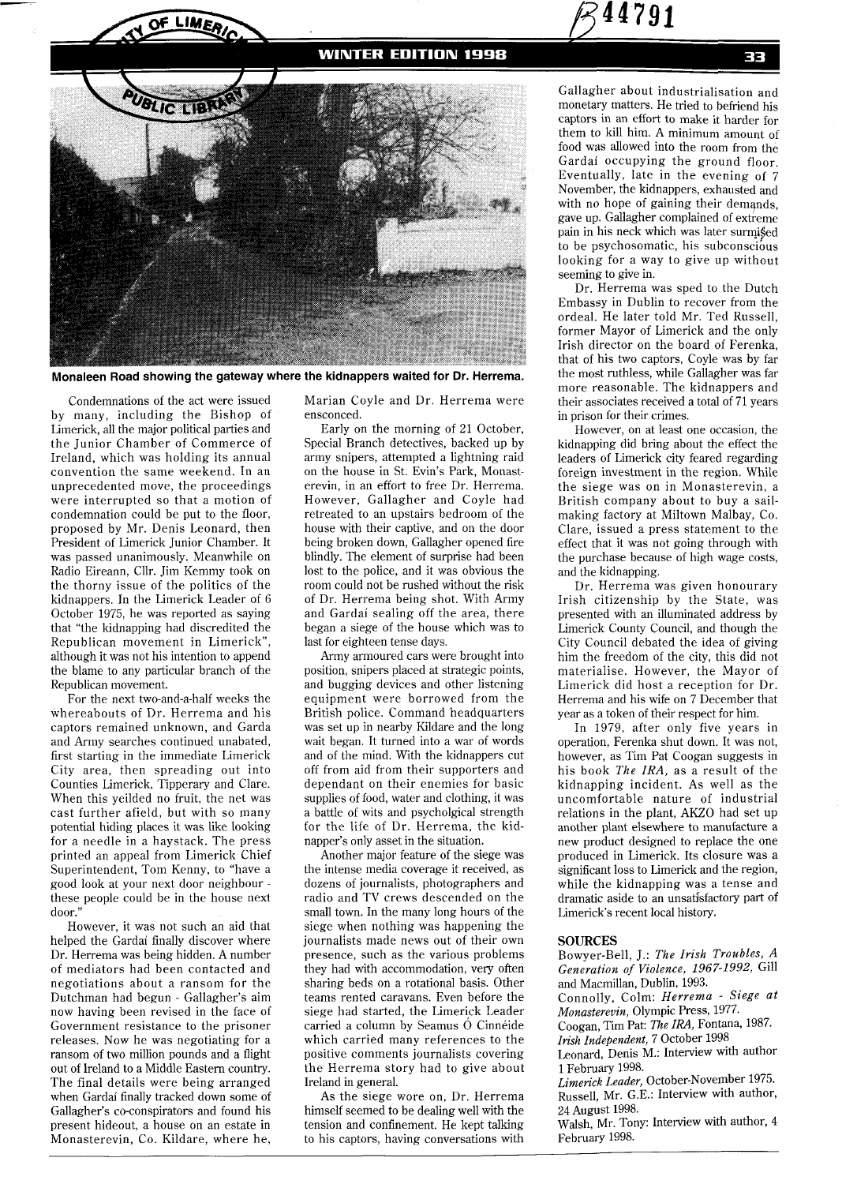Monaleen Road showing the gateway where the kidnappers waited for Dr. Herrema.

Condemnations of the act were issued by many, including the Bishop of Limerick, all the major political parties and the Junior Chamber of Commerce of Ireland, which was holding its annual convention the same weekend. In an unprecedented move, the proceedings were interrupted so that a motion of condemnation could be put to the floor, proposed by Mr. Denis Leonard, then President of Limerick Junior Chamber. It was passed unanimously. Meanwhile on Radio Eireann, Cllr. Jim Kemmy took on the thorny issue of the politics of the kidnappers. In the Limerick Leader of 6 October 1975, he was reported as saying that "the kidnapping had discredited the Republican movement in Limerick", although it was not his intention to append the blame to any particular branch of the Republican movement.

For the next two-and-a-half weeks the whereabouts of Dr. Herrema and his captors remained unknown, and Garda and Army searches continued unabated, first starting in the immediate Limerick City area, then spreading out into Counties Limerick, Tipperary and Clare. When this yeilded no fruit, the net was cast further afield, but with so many potential hiding places it was like looking for a needle in a haystack. The press printed an appeal from Limerick Chief Superintendent, Tom Kenny, to "have a good look at your next door neighbour - these people could be in the house next door."

However, it was not such an aid that helped the Gardaí finally discover where Dr. Herrema was being hidden. A number of mediators had been contacted and negotiations about a ransom for the Dutchman had begun - Gallagher's aim now having been revised in the face of Government resistance to the prisoner releases. Now he was negotiating for a ransom of two million pounds and a flight out of Ireland to a Middle Eastern country. The final details were being arranged when Gardaí finally tracked down some of Gallagher's co-conspirators and found his present hideout, a house on an estate in Monasterevin, Co. Kildare, where he, Marian Coyle and Dr. Herrema were ensconced.

Early on the morning of 21 October, Special Branch detectives, backed up by army snipers, attempted a lightning raid on the house in St. Evin's Park, Monasterevin, in an effort to free Dr. Herrema. However, Gallagher and Coyle had retreated to an upstairs bedroom of the house with their captive, and on the door being broken down, Gallagher opened fire blindly. The element of surprise had been lost to the police, and it was obvious the room could not be rushed without the risk of Dr. Herrema being shot. With Army and Gardaí sealing off the area, there began a siege of the house which was to last for eighteen tense days.

Army armoured cars were brought into position, snipers placed at strategic points, and bugging devices and other listening equipment were borrowed from the British police. Command headquarters was set up in nearby Kildare and the long wait began. It turned into a war of words and of the mind. With the kidnappers cut off from aid from their supporters and dependant on their enemies for basic supplies of food, water and clothing, it was a battle of wits and psycholgical strength for the life of Dr. Herrema, the kidnapper's only asset in the situation.

Another major feature of the siege was the intense media coverage it received, as dozens of journalists, photographers and radio and TV crews descended on the small town. In the many long hours of the siege when nothing was happening the journalists made news out of their own presence, such as the various problems they had with accommodation, very often sharing beds on a rotational basis. Other teams rented caravans. Even before the siege had started, the Limerick Leader carried a column by Seamus Ó Cinnéide which carried many references to the positive comments journalists covering the Herrema story had to give about Ireland in general.

As the siege wore on, Dr. Herrema himself seemed to be dealing well with the tension and confinement. He kept talking to his captors, having conversations with Gallagher about industrialisation and monetary matters. He tried to befriend his captors in an effort to make it harder for them to kill him. A minimum amount of food was allowed into the room from the Gardaí occupying the ground floor. Eventually, late in the evening of 7 November, the kidnappers, exhausted and with no hope of gaining their demands, gave up. Gallagher complained of extreme pain in his neck which was later surmised to be psychosomatic, his subconscious looking for a way to give up without seeming to give in.

Dr. Herrema was sped to the Dutch Embassy in Dublin to recover from the ordeal. He later told Mr. Ted Russell, former Mayor of Limerick and the only Irish director on the board of Ferenka, that of his two captors, Coyle was by far the most ruthless, while Gallagher was far more reasonable. The kidnappers and their associates received a total of 71 years in prison for their crimes.

However, on at least one occasion, the kidnapping did bring about the effect the leaders of Limerick city feared regarding foreign investment in the region. While the siege was on in Monasterevin, a British company about to buy a sail-making factory at Miltown Malbay, Co. Clare, issued a press statement to the effect that it was not going through with the purchase because of high wage costs, and the kidnapping.

Dr. Herrema was given honourary Irish citizenship by the State, was presented with an illuminated address by Limerick County Council, and though the City Council debated the idea of giving him the freedom of the city, this did not materialise. However, the Mayor of Limerick did host a reception for Dr. Herrema and his wife on 7 December that year as a token of their respect for him.

In 1979, after only five years in operation, Ferenka shut down. It was not, however, as Tim Pat Coogan suggests in his book *The IRA*, as a result of the kidnapping incident. As well as the uncomfortable nature of industrial relations in the plant, AKZO had set up another plant elsewhere to manufacture a new product designed to replace the one produced in Limerick. Its closure was a significant loss to Limerick and the region, while the kidnapping was a tense and dramatic aside to an unsatisfactory part of Limerick's recent local history.

## SOURCES

Bowyer-Bell, J.: *The Irish Troubles, A Generation of Violence, 1967-1992,* Gill and Macmillan, Dublin, 1993.

Connolly, Colm: *Herrema - Siege at Monasterevin,* Olympic Press, 1977.

Coogan, Tim Pat: *The IRA,* Fontana, 1987.

*Irish Independent,* 7 October 1998

Leonard, Denis M.: Interview with author 1 February 1998.

*Limerick Leader,* October-November 1975.

Russell, Mr. G.E.: Interview with author, 24 August 1998.

Walsh, Mr. Tony: Interview with author, 4 February 1998.